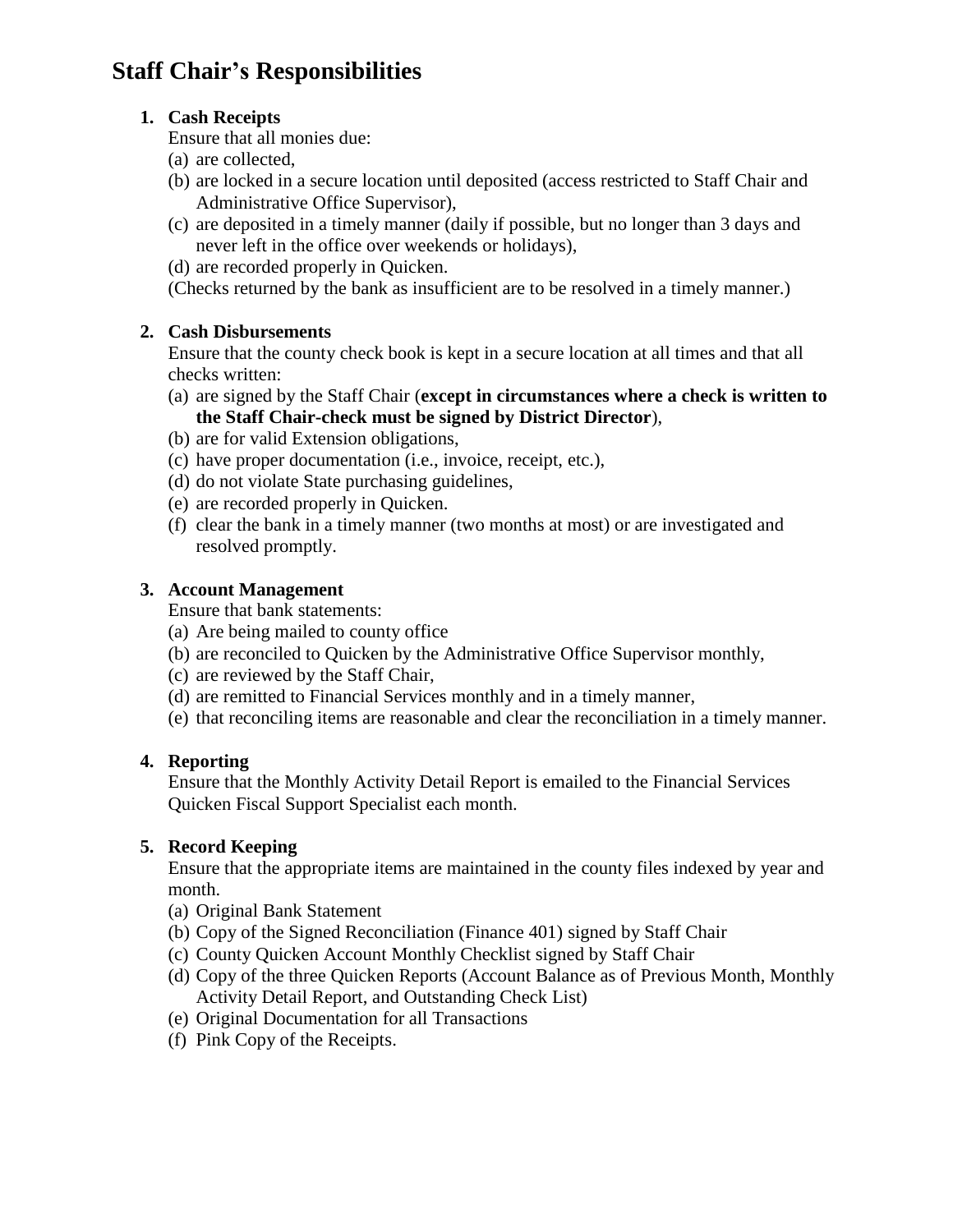# Staff Chair's Responsibilities

1. **Cash Receipts**

   Ensure that all monies due:

   (a) are collected,

   (b) are locked in a secure location until deposited (access restricted to Staff Chair and Administrative Office Supervisor),

   (c) are deposited in a timely manner (daily if possible, but no longer than 3 days and never left in the office over weekends or holidays),

   (d) are recorded properly in Quicken.

   (Checks returned by the bank as insufficient are to be resolved in a timely manner.)

2. **Cash Disbursements**

   Ensure that the county check book is kept in a secure location at all times and that all checks written:

   (a) are signed by the Staff Chair (**except in circumstances where a check is written to the Staff Chair-check must be signed by District Director**),

   (b) are for valid Extension obligations,

   (c) have proper documentation (i.e., invoice, receipt, etc.),

   (d) do not violate State purchasing guidelines,

   (e) are recorded properly in Quicken.

   (f) clear the bank in a timely manner (two months at most) or are investigated and resolved promptly.

3. **Account Management**

   Ensure that bank statements:

   (a) Are being mailed to county office

   (b) are reconciled to Quicken by the Administrative Office Supervisor monthly,

   (c) are reviewed by the Staff Chair,

   (d) are remitted to Financial Services monthly and in a timely manner,

   (e) that reconciling items are reasonable and clear the reconciliation in a timely manner.

4. **Reporting**

   Ensure that the Monthly Activity Detail Report is emailed to the Financial Services Quicken Fiscal Support Specialist each month.

5. **Record Keeping**

   Ensure that the appropriate items are maintained in the county files indexed by year and month.

   (a) Original Bank Statement

   (b) Copy of the Signed Reconciliation (Finance 401) signed by Staff Chair

   (c) County Quicken Account Monthly Checklist signed by Staff Chair

   (d) Copy of the three Quicken Reports (Account Balance as of Previous Month, Monthly Activity Detail Report, and Outstanding Check List)

   (e) Original Documentation for all Transactions

   (f) Pink Copy of the Receipts.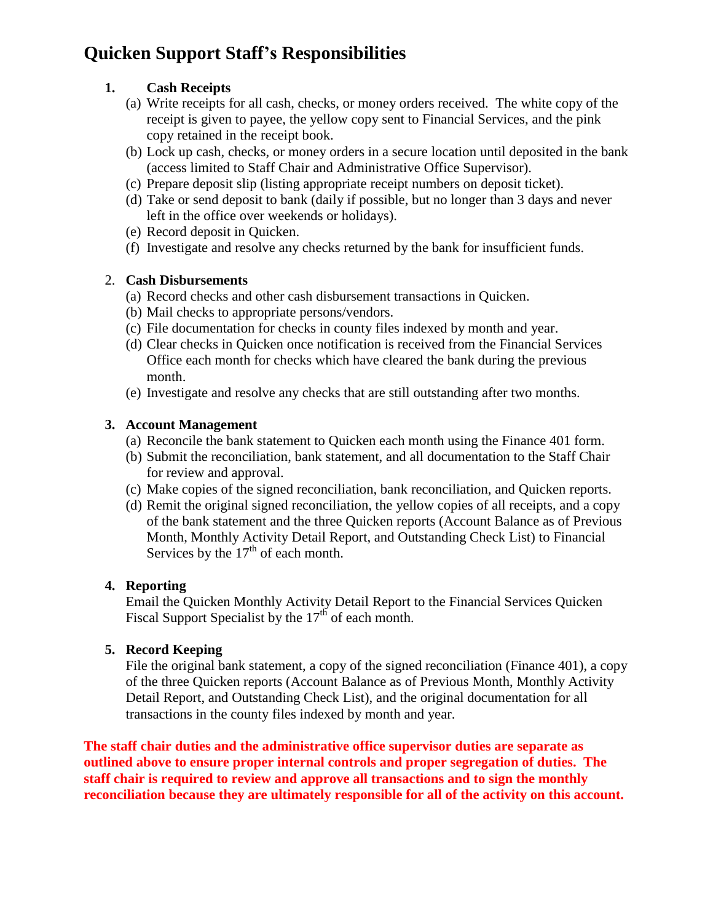# Quicken Support Staff's Responsibilities

1. **Cash Receipts**
   (a) Write receipts for all cash, checks, or money orders received. The white copy of the receipt is given to payee, the yellow copy sent to Financial Services, and the pink copy retained in the receipt book.
   (b) Lock up cash, checks, or money orders in a secure location until deposited in the bank (access limited to Staff Chair and Administrative Office Supervisor).
   (c) Prepare deposit slip (listing appropriate receipt numbers on deposit ticket).
   (d) Take or send deposit to bank (daily if possible, but no longer than 3 days and never left in the office over weekends or holidays).
   (e) Record deposit in Quicken.
   (f) Investigate and resolve any checks returned by the bank for insufficient funds.

2. **Cash Disbursements**
   (a) Record checks and other cash disbursement transactions in Quicken.
   (b) Mail checks to appropriate persons/vendors.
   (c) File documentation for checks in county files indexed by month and year.
   (d) Clear checks in Quicken once notification is received from the Financial Services Office each month for checks which have cleared the bank during the previous month.
   (e) Investigate and resolve any checks that are still outstanding after two months.

3. **Account Management**
   (a) Reconcile the bank statement to Quicken each month using the Finance 401 form.
   (b) Submit the reconciliation, bank statement, and all documentation to the Staff Chair for review and approval.
   (c) Make copies of the signed reconciliation, bank reconciliation, and Quicken reports.
   (d) Remit the original signed reconciliation, the yellow copies of all receipts, and a copy of the bank statement and the three Quicken reports (Account Balance as of Previous Month, Monthly Activity Detail Report, and Outstanding Check List) to Financial Services by the 17th of each month.

4. **Reporting**
   Email the Quicken Monthly Activity Detail Report to the Financial Services Quicken Fiscal Support Specialist by the 17th of each month.

5. **Record Keeping**
   File the original bank statement, a copy of the signed reconciliation (Finance 401), a copy of the three Quicken reports (Account Balance as of Previous Month, Monthly Activity Detail Report, and Outstanding Check List), and the original documentation for all transactions in the county files indexed by month and year.

**The staff chair duties and the administrative office supervisor duties are separate as outlined above to ensure proper internal controls and proper segregation of duties. The staff chair is required to review and approve all transactions and to sign the monthly reconciliation because they are ultimately responsible for all of the activity on this account.**